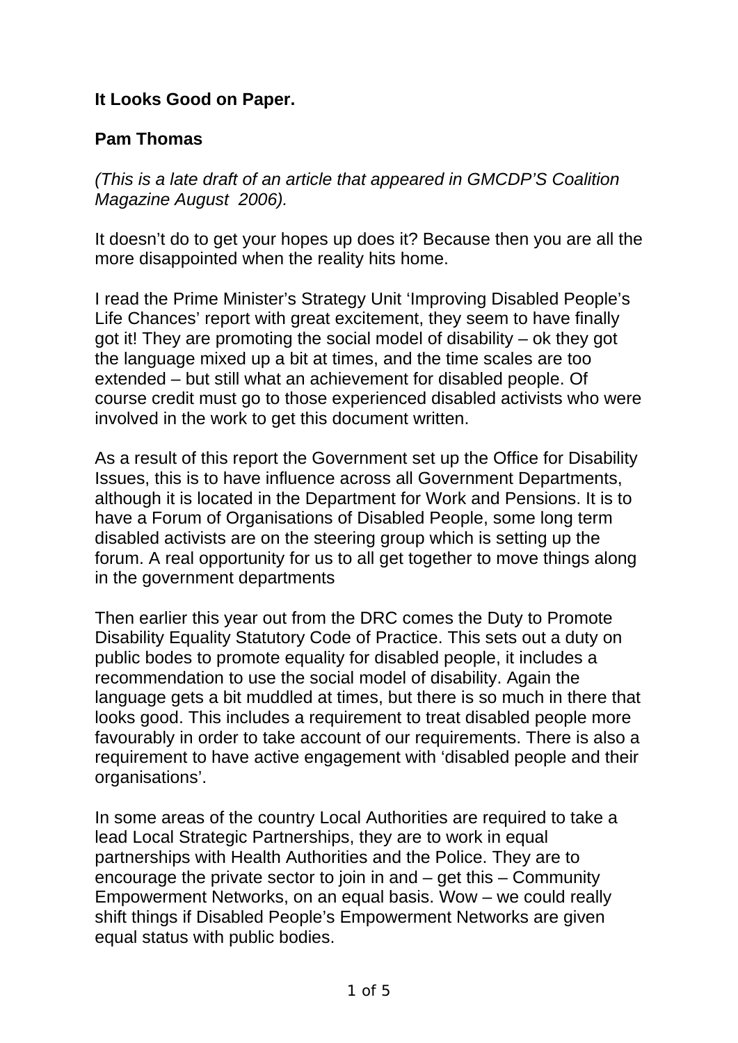**It Looks Good on Paper.**

**Pam Thomas**

*(This is a late draft of an article that appeared in GMCDP'S Coalition Magazine August 2006).*

It doesn't do to get your hopes up does it? Because then you are all the more disappointed when the reality hits home.

I read the Prime Minister's Strategy Unit 'Improving Disabled People's Life Chances' report with great excitement, they seem to have finally got it! They are promoting the social model of disability – ok they got the language mixed up a bit at times, and the time scales are too extended – but still what an achievement for disabled people. Of course credit must go to those experienced disabled activists who were involved in the work to get this document written.

As a result of this report the Government set up the Office for Disability Issues, this is to have influence across all Government Departments, although it is located in the Department for Work and Pensions. It is to have a Forum of Organisations of Disabled People, some long term disabled activists are on the steering group which is setting up the forum. A real opportunity for us to all get together to move things along in the government departments

Then earlier this year out from the DRC comes the Duty to Promote Disability Equality Statutory Code of Practice. This sets out a duty on public bodes to promote equality for disabled people, it includes a recommendation to use the social model of disability. Again the language gets a bit muddled at times, but there is so much in there that looks good. This includes a requirement to treat disabled people more favourably in order to take account of our requirements. There is also a requirement to have active engagement with 'disabled people and their organisations'.

In some areas of the country Local Authorities are required to take a lead Local Strategic Partnerships, they are to work in equal partnerships with Health Authorities and the Police. They are to encourage the private sector to join in and – get this – Community Empowerment Networks, on an equal basis. Wow – we could really shift things if Disabled People's Empowerment Networks are given equal status with public bodies.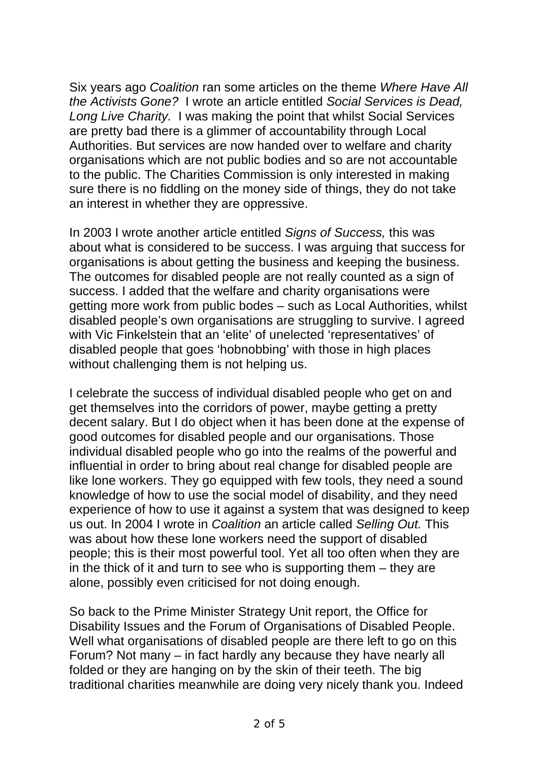Six years ago *Coalition* ran some articles on the theme *Where Have All the Activists Gone?* I wrote an article entitled *Social Services is Dead, Long Live Charity.* I was making the point that whilst Social Services are pretty bad there is a glimmer of accountability through Local Authorities. But services are now handed over to welfare and charity organisations which are not public bodies and so are not accountable to the public. The Charities Commission is only interested in making sure there is no fiddling on the money side of things, they do not take an interest in whether they are oppressive.

In 2003 I wrote another article entitled *Signs of Success,* this was about what is considered to be success. I was arguing that success for organisations is about getting the business and keeping the business. The outcomes for disabled people are not really counted as a sign of success. I added that the welfare and charity organisations were getting more work from public bodes – such as Local Authorities, whilst disabled people's own organisations are struggling to survive. I agreed with Vic Finkelstein that an 'elite' of unelected 'representatives' of disabled people that goes 'hobnobbing' with those in high places without challenging them is not helping us.

I celebrate the success of individual disabled people who get on and get themselves into the corridors of power, maybe getting a pretty decent salary. But I do object when it has been done at the expense of good outcomes for disabled people and our organisations. Those individual disabled people who go into the realms of the powerful and influential in order to bring about real change for disabled people are like lone workers. They go equipped with few tools, they need a sound knowledge of how to use the social model of disability, and they need experience of how to use it against a system that was designed to keep us out. In 2004 I wrote in *Coalition* an article called *Selling Out.* This was about how these lone workers need the support of disabled people; this is their most powerful tool. Yet all too often when they are in the thick of it and turn to see who is supporting them – they are alone, possibly even criticised for not doing enough.

So back to the Prime Minister Strategy Unit report, the Office for Disability Issues and the Forum of Organisations of Disabled People. Well what organisations of disabled people are there left to go on this Forum? Not many – in fact hardly any because they have nearly all folded or they are hanging on by the skin of their teeth. The big traditional charities meanwhile are doing very nicely thank you. Indeed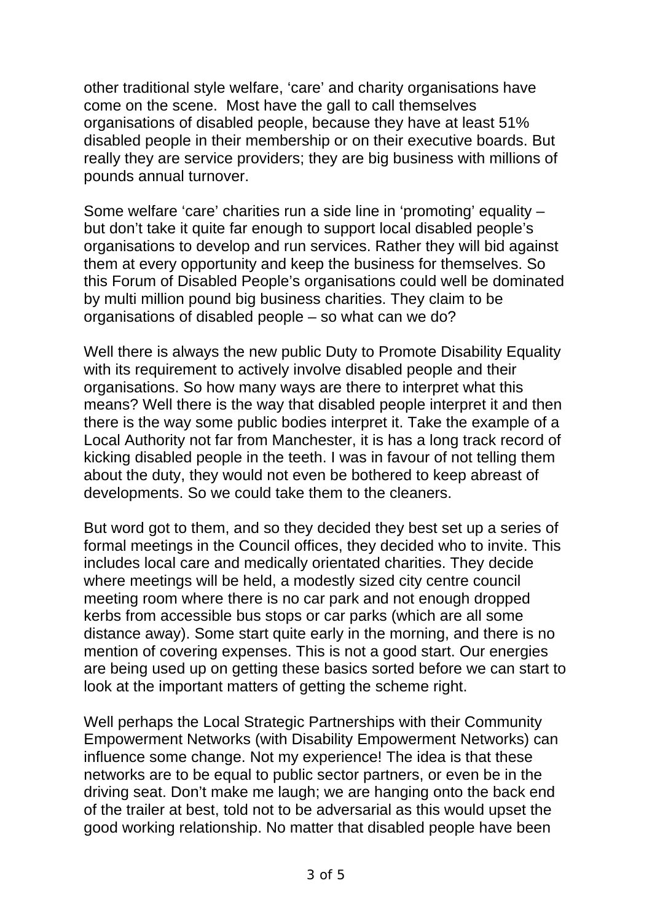other traditional style welfare, 'care' and charity organisations have come on the scene. Most have the gall to call themselves organisations of disabled people, because they have at least 51% disabled people in their membership or on their executive boards. But really they are service providers; they are big business with millions of pounds annual turnover.

Some welfare 'care' charities run a side line in 'promoting' equality – but don't take it quite far enough to support local disabled people's organisations to develop and run services. Rather they will bid against them at every opportunity and keep the business for themselves. So this Forum of Disabled People's organisations could well be dominated by multi million pound big business charities. They claim to be organisations of disabled people – so what can we do?

Well there is always the new public Duty to Promote Disability Equality with its requirement to actively involve disabled people and their organisations. So how many ways are there to interpret what this means? Well there is the way that disabled people interpret it and then there is the way some public bodies interpret it. Take the example of a Local Authority not far from Manchester, it is has a long track record of kicking disabled people in the teeth. I was in favour of not telling them about the duty, they would not even be bothered to keep abreast of developments. So we could take them to the cleaners.

But word got to them, and so they decided they best set up a series of formal meetings in the Council offices, they decided who to invite. This includes local care and medically orientated charities. They decide where meetings will be held, a modestly sized city centre council meeting room where there is no car park and not enough dropped kerbs from accessible bus stops or car parks (which are all some distance away). Some start quite early in the morning, and there is no mention of covering expenses. This is not a good start. Our energies are being used up on getting these basics sorted before we can start to look at the important matters of getting the scheme right.

Well perhaps the Local Strategic Partnerships with their Community Empowerment Networks (with Disability Empowerment Networks) can influence some change. Not my experience! The idea is that these networks are to be equal to public sector partners, or even be in the driving seat. Don't make me laugh; we are hanging onto the back end of the trailer at best, told not to be adversarial as this would upset the good working relationship. No matter that disabled people have been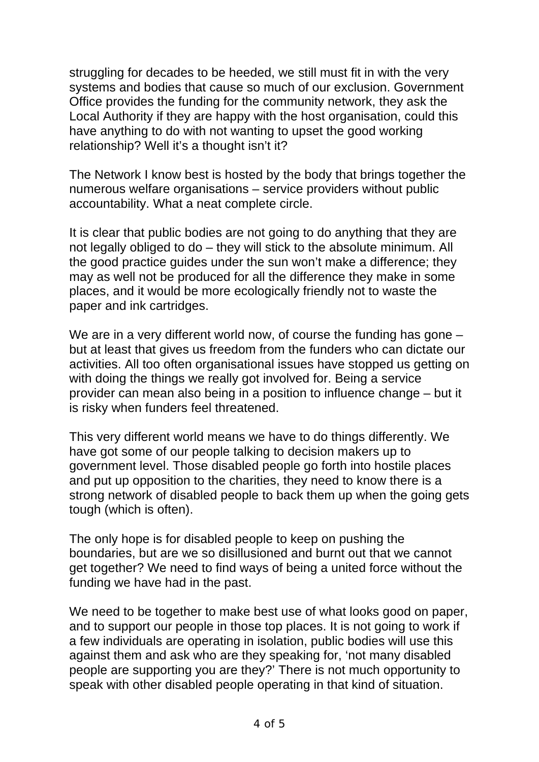struggling for decades to be heeded, we still must fit in with the very systems and bodies that cause so much of our exclusion. Government Office provides the funding for the community network, they ask the Local Authority if they are happy with the host organisation, could this have anything to do with not wanting to upset the good working relationship? Well it's a thought isn't it?

The Network I know best is hosted by the body that brings together the numerous welfare organisations – service providers without public accountability. What a neat complete circle.

It is clear that public bodies are not going to do anything that they are not legally obliged to do – they will stick to the absolute minimum. All the good practice guides under the sun won't make a difference; they may as well not be produced for all the difference they make in some places, and it would be more ecologically friendly not to waste the paper and ink cartridges.

We are in a very different world now, of course the funding has gone – but at least that gives us freedom from the funders who can dictate our activities. All too often organisational issues have stopped us getting on with doing the things we really got involved for. Being a service provider can mean also being in a position to influence change – but it is risky when funders feel threatened.

This very different world means we have to do things differently. We have got some of our people talking to decision makers up to government level. Those disabled people go forth into hostile places and put up opposition to the charities, they need to know there is a strong network of disabled people to back them up when the going gets tough (which is often).

The only hope is for disabled people to keep on pushing the boundaries, but are we so disillusioned and burnt out that we cannot get together? We need to find ways of being a united force without the funding we have had in the past.

We need to be together to make best use of what looks good on paper, and to support our people in those top places. It is not going to work if a few individuals are operating in isolation, public bodies will use this against them and ask who are they speaking for, 'not many disabled people are supporting you are they?' There is not much opportunity to speak with other disabled people operating in that kind of situation.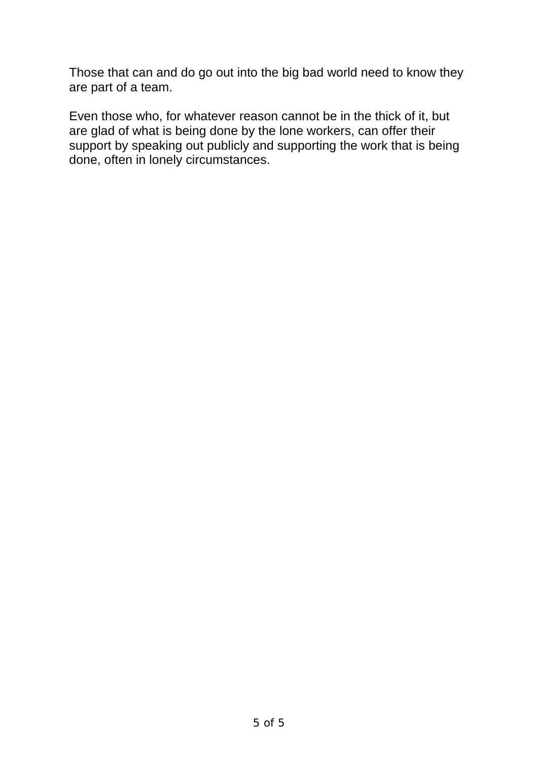Those that can and do go out into the big bad world need to know they are part of a team.

Even those who, for whatever reason cannot be in the thick of it, but are glad of what is being done by the lone workers, can offer their support by speaking out publicly and supporting the work that is being done, often in lonely circumstances.